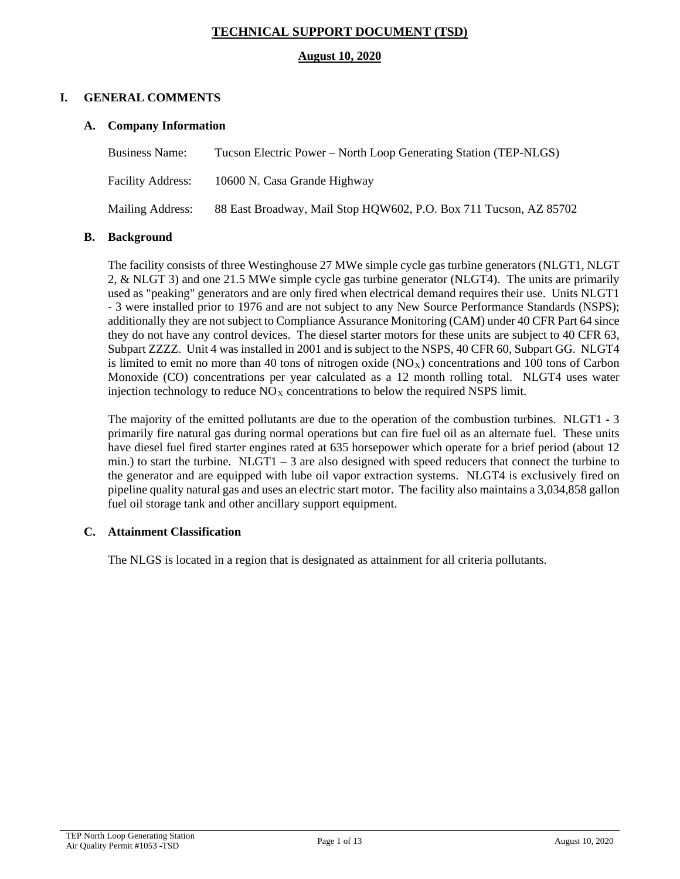# TECHNICAL SUPPORT DOCUMENT (TSD)

**August 10, 2020**

## I. GENERAL COMMENTS

### A. Company Information

Business Name: Tucson Electric Power – North Loop Generating Station (TEP-NLGS)

Facility Address: 10600 N. Casa Grande Highway

Mailing Address: 88 East Broadway, Mail Stop HQW602, P.O. Box 711 Tucson, AZ 85702

### B. Background

The facility consists of three Westinghouse 27 MWe simple cycle gas turbine generators (NLGT1, NLGT 2, & NLGT 3) and one 21.5 MWe simple cycle gas turbine generator (NLGT4). The units are primarily used as "peaking" generators and are only fired when electrical demand requires their use. Units NLGT1 - 3 were installed prior to 1976 and are not subject to any New Source Performance Standards (NSPS); additionally they are not subject to Compliance Assurance Monitoring (CAM) under 40 CFR Part 64 since they do not have any control devices. The diesel starter motors for these units are subject to 40 CFR 63, Subpart ZZZZ. Unit 4 was installed in 2001 and is subject to the NSPS, 40 CFR 60, Subpart GG. NLGT4 is limited to emit no more than 40 tons of nitrogen oxide ($NO_X$) concentrations and 100 tons of Carbon Monoxide (CO) concentrations per year calculated as a 12 month rolling total. NLGT4 uses water injection technology to reduce $NO_X$ concentrations to below the required NSPS limit.

The majority of the emitted pollutants are due to the operation of the combustion turbines. NLGT1 - 3 primarily fire natural gas during normal operations but can fire fuel oil as an alternate fuel. These units have diesel fuel fired starter engines rated at 635 horsepower which operate for a brief period (about 12 min.) to start the turbine. NLGT1 – 3 are also designed with speed reducers that connect the turbine to the generator and are equipped with lube oil vapor extraction systems. NLGT4 is exclusively fired on pipeline quality natural gas and uses an electric start motor. The facility also maintains a 3,034,858 gallon fuel oil storage tank and other ancillary support equipment.

### C. Attainment Classification

The NLGS is located in a region that is designated as attainment for all criteria pollutants.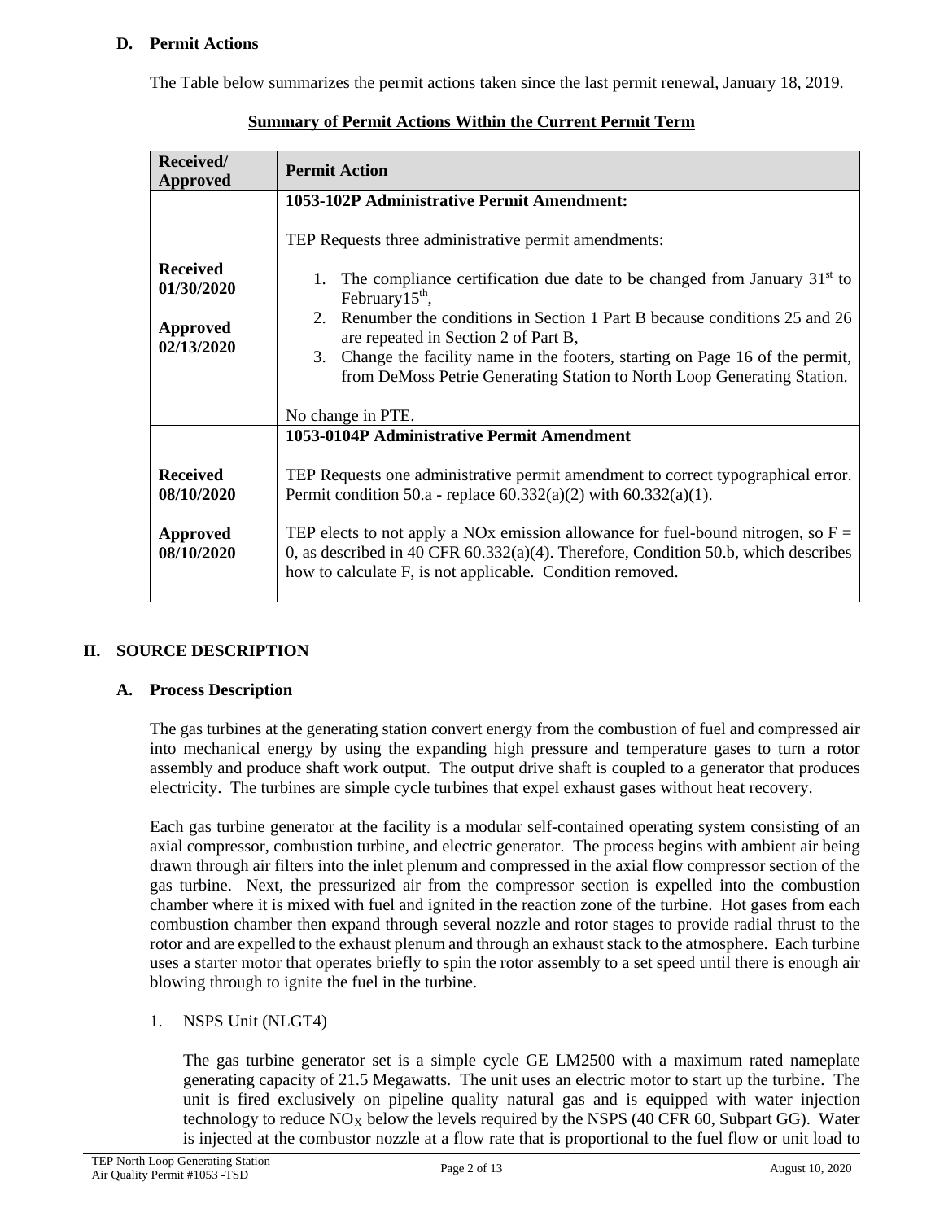### D. Permit Actions

The Table below summarizes the permit actions taken since the last permit renewal, January 18, 2019.

**Summary of Permit Actions Within the Current Permit Term**

| Received/ Approved | Permit Action |
|---|---|
| **Received 01/30/2020** **Approved 02/13/2020** | **1053-102P Administrative Permit Amendment:** TEP Requests three administrative permit amendments: 1. The compliance certification due date to be changed from January 31st to February15th, 2. Renumber the conditions in Section 1 Part B because conditions 25 and 26 are repeated in Section 2 of Part B, 3. Change the facility name in the footers, starting on Page 16 of the permit, from DeMoss Petrie Generating Station to North Loop Generating Station. No change in PTE. |
| **Received 08/10/2020** **Approved 08/10/2020** | **1053-0104P Administrative Permit Amendment** TEP Requests one administrative permit amendment to correct typographical error. Permit condition 50.a - replace 60.332(a)(2) with 60.332(a)(1). TEP elects to not apply a NOx emission allowance for fuel-bound nitrogen, so F = 0, as described in 40 CFR 60.332(a)(4). Therefore, Condition 50.b, which describes how to calculate F, is not applicable. Condition removed. |

## II. SOURCE DESCRIPTION

### A. Process Description

The gas turbines at the generating station convert energy from the combustion of fuel and compressed air into mechanical energy by using the expanding high pressure and temperature gases to turn a rotor assembly and produce shaft work output. The output drive shaft is coupled to a generator that produces electricity. The turbines are simple cycle turbines that expel exhaust gases without heat recovery.

Each gas turbine generator at the facility is a modular self-contained operating system consisting of an axial compressor, combustion turbine, and electric generator. The process begins with ambient air being drawn through air filters into the inlet plenum and compressed in the axial flow compressor section of the gas turbine. Next, the pressurized air from the compressor section is expelled into the combustion chamber where it is mixed with fuel and ignited in the reaction zone of the turbine. Hot gases from each combustion chamber then expand through several nozzle and rotor stages to provide radial thrust to the rotor and are expelled to the exhaust plenum and through an exhaust stack to the atmosphere. Each turbine uses a starter motor that operates briefly to spin the rotor assembly to a set speed until there is enough air blowing through to ignite the fuel in the turbine.

1. NSPS Unit (NLGT4)

   The gas turbine generator set is a simple cycle GE LM2500 with a maximum rated nameplate generating capacity of 21.5 Megawatts. The unit uses an electric motor to start up the turbine. The unit is fired exclusively on pipeline quality natural gas and is equipped with water injection technology to reduce $NO_X$ below the levels required by the NSPS (40 CFR 60, Subpart GG). Water is injected at the combustor nozzle at a flow rate that is proportional to the fuel flow or unit load to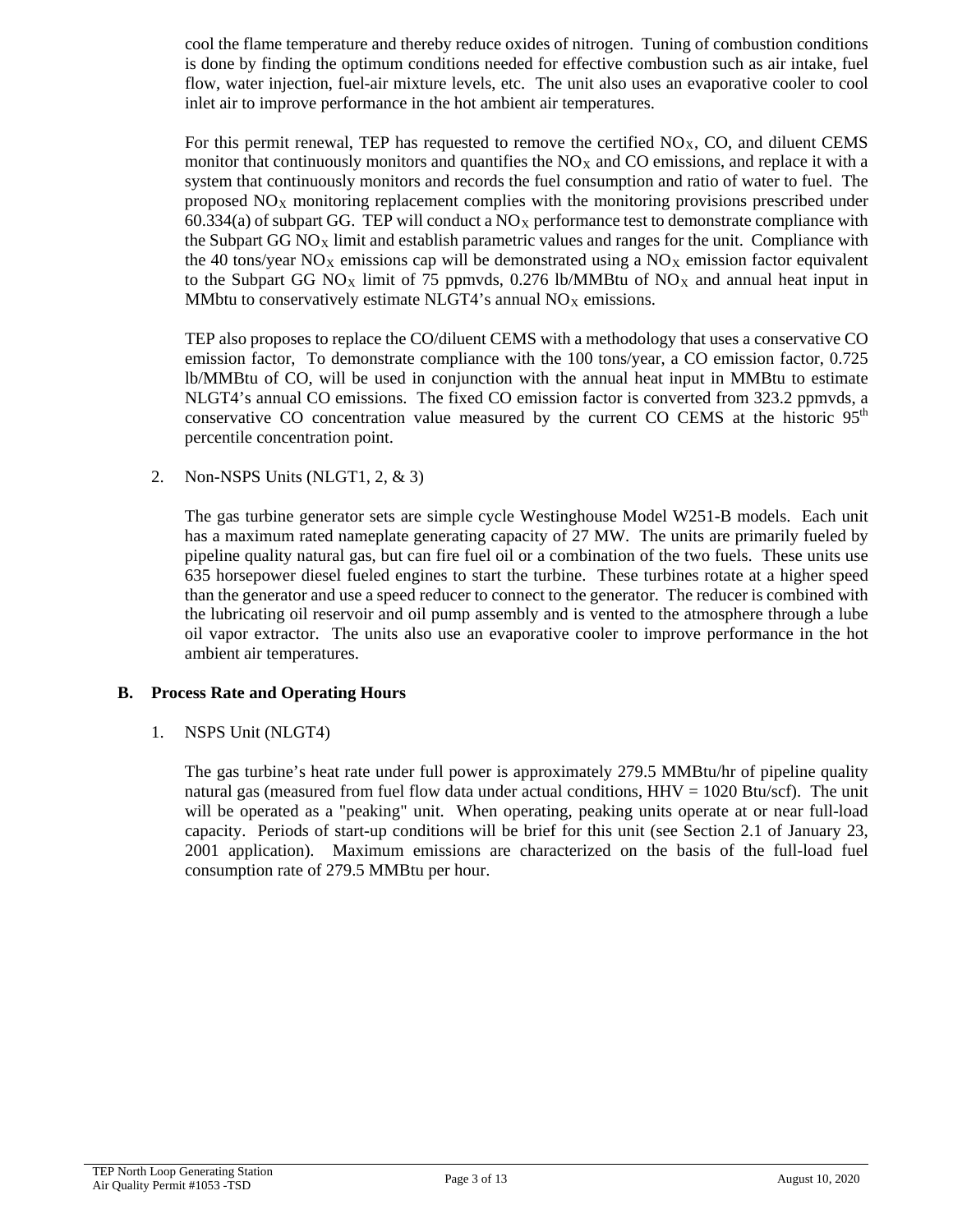cool the flame temperature and thereby reduce oxides of nitrogen. Tuning of combustion conditions is done by finding the optimum conditions needed for effective combustion such as air intake, fuel flow, water injection, fuel-air mixture levels, etc. The unit also uses an evaporative cooler to cool inlet air to improve performance in the hot ambient air temperatures.

For this permit renewal, TEP has requested to remove the certified $NO_X$, CO, and diluent CEMS monitor that continuously monitors and quantifies the $NO_X$ and CO emissions, and replace it with a system that continuously monitors and records the fuel consumption and ratio of water to fuel. The proposed $NO_X$ monitoring replacement complies with the monitoring provisions prescribed under 60.334(a) of subpart GG. TEP will conduct a $NO_X$ performance test to demonstrate compliance with the Subpart GG $NO_X$ limit and establish parametric values and ranges for the unit. Compliance with the 40 tons/year $NO_X$ emissions cap will be demonstrated using a $NO_X$ emission factor equivalent to the Subpart GG $NO_X$ limit of 75 ppmvds, 0.276 lb/MMBtu of $NO_X$ and annual heat input in MMbtu to conservatively estimate NLGT4's annual $NO_X$ emissions.

TEP also proposes to replace the CO/diluent CEMS with a methodology that uses a conservative CO emission factor, To demonstrate compliance with the 100 tons/year, a CO emission factor, 0.725 lb/MMBtu of CO, will be used in conjunction with the annual heat input in MMBtu to estimate NLGT4's annual CO emissions. The fixed CO emission factor is converted from 323.2 ppmvds, a conservative CO concentration value measured by the current CO CEMS at the historic 95th percentile concentration point.

2. Non-NSPS Units (NLGT1, 2, & 3)

   The gas turbine generator sets are simple cycle Westinghouse Model W251-B models. Each unit has a maximum rated nameplate generating capacity of 27 MW. The units are primarily fueled by pipeline quality natural gas, but can fire fuel oil or a combination of the two fuels. These units use 635 horsepower diesel fueled engines to start the turbine. These turbines rotate at a higher speed than the generator and use a speed reducer to connect to the generator. The reducer is combined with the lubricating oil reservoir and oil pump assembly and is vented to the atmosphere through a lube oil vapor extractor. The units also use an evaporative cooler to improve performance in the hot ambient air temperatures.

## B. Process Rate and Operating Hours

1. NSPS Unit (NLGT4)

   The gas turbine's heat rate under full power is approximately 279.5 MMBtu/hr of pipeline quality natural gas (measured from fuel flow data under actual conditions, HHV = 1020 Btu/scf). The unit will be operated as a "peaking" unit. When operating, peaking units operate at or near full-load capacity. Periods of start-up conditions will be brief for this unit (see Section 2.1 of January 23, 2001 application). Maximum emissions are characterized on the basis of the full-load fuel consumption rate of 279.5 MMBtu per hour.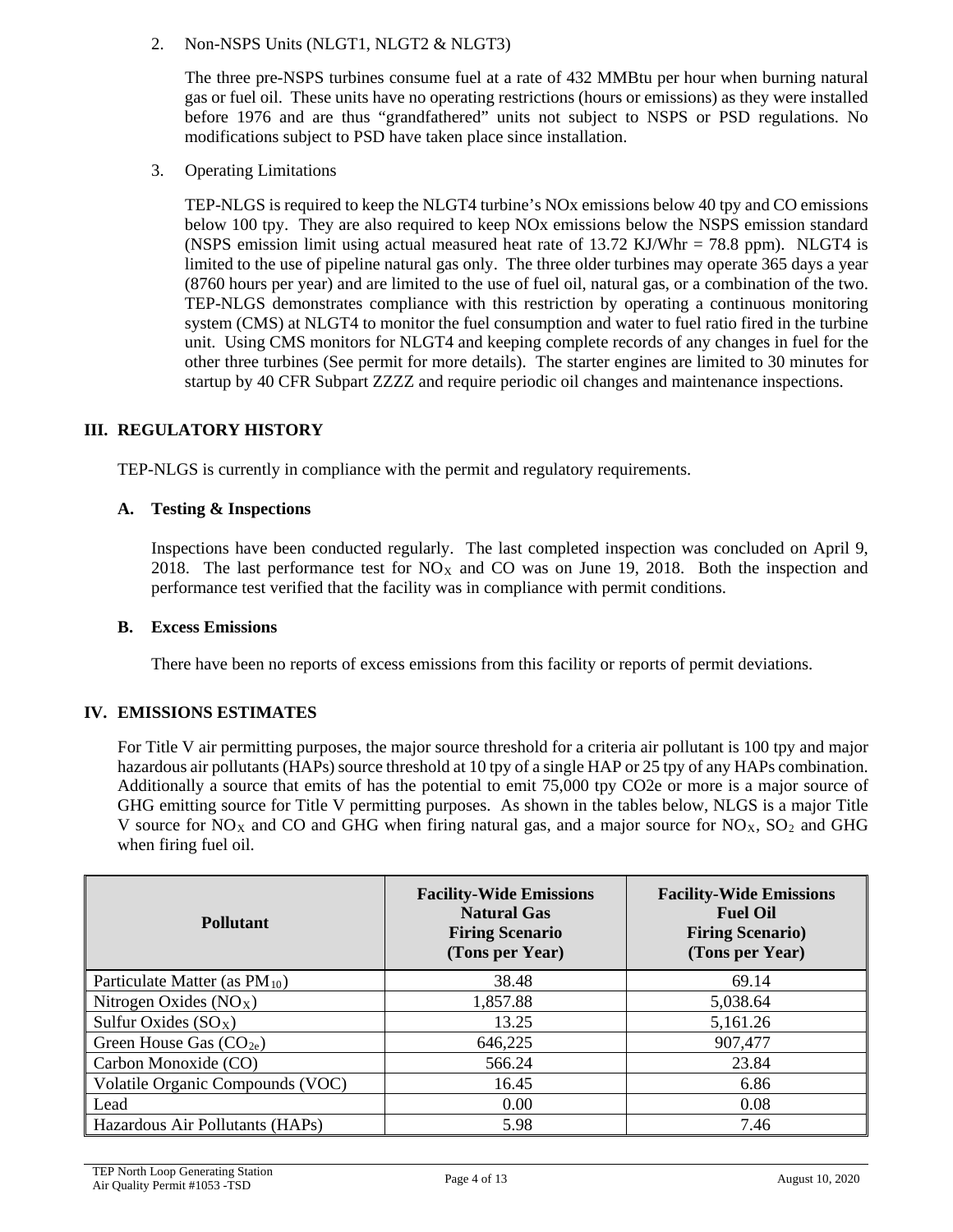2. Non-NSPS Units (NLGT1, NLGT2 & NLGT3)

   The three pre-NSPS turbines consume fuel at a rate of 432 MMBtu per hour when burning natural gas or fuel oil. These units have no operating restrictions (hours or emissions) as they were installed before 1976 and are thus "grandfathered" units not subject to NSPS or PSD regulations. No modifications subject to PSD have taken place since installation.

3. Operating Limitations

   TEP-NLGS is required to keep the NLGT4 turbine's NOx emissions below 40 tpy and CO emissions below 100 tpy. They are also required to keep NOx emissions below the NSPS emission standard (NSPS emission limit using actual measured heat rate of 13.72 KJ/Whr = 78.8 ppm). NLGT4 is limited to the use of pipeline natural gas only. The three older turbines may operate 365 days a year (8760 hours per year) and are limited to the use of fuel oil, natural gas, or a combination of the two. TEP-NLGS demonstrates compliance with this restriction by operating a continuous monitoring system (CMS) at NLGT4 to monitor the fuel consumption and water to fuel ratio fired in the turbine unit. Using CMS monitors for NLGT4 and keeping complete records of any changes in fuel for the other three turbines (See permit for more details). The starter engines are limited to 30 minutes for startup by 40 CFR Subpart ZZZZ and require periodic oil changes and maintenance inspections.

## III. REGULATORY HISTORY

TEP-NLGS is currently in compliance with the permit and regulatory requirements.

### A. Testing & Inspections

Inspections have been conducted regularly. The last completed inspection was concluded on April 9, 2018. The last performance test for $NO_X$ and CO was on June 19, 2018. Both the inspection and performance test verified that the facility was in compliance with permit conditions.

### B. Excess Emissions

There have been no reports of excess emissions from this facility or reports of permit deviations.

## IV. EMISSIONS ESTIMATES

For Title V air permitting purposes, the major source threshold for a criteria air pollutant is 100 tpy and major hazardous air pollutants (HAPs) source threshold at 10 tpy of a single HAP or 25 tpy of any HAPs combination. Additionally a source that emits of has the potential to emit 75,000 tpy CO2e or more is a major source of GHG emitting source for Title V permitting purposes. As shown in the tables below, NLGS is a major Title V source for $NO_X$ and CO and GHG when firing natural gas, and a major source for $NO_X$, $SO_2$ and GHG when firing fuel oil.

| Pollutant | Facility-Wide Emissions Natural Gas Firing Scenario (Tons per Year) | Facility-Wide Emissions Fuel Oil Firing Scenario) (Tons per Year) |
|---|---|---|
| Particulate Matter (as $PM_{10}$) | 38.48 | 69.14 |
| Nitrogen Oxides ($NO_X$) | 1,857.88 | 5,038.64 |
| Sulfur Oxides ($SO_X$) | 13.25 | 5,161.26 |
| Green House Gas ($CO_{2e}$) | 646,225 | 907,477 |
| Carbon Monoxide (CO) | 566.24 | 23.84 |
| Volatile Organic Compounds (VOC) | 16.45 | 6.86 |
| Lead | 0.00 | 0.08 |
| Hazardous Air Pollutants (HAPs) | 5.98 | 7.46 |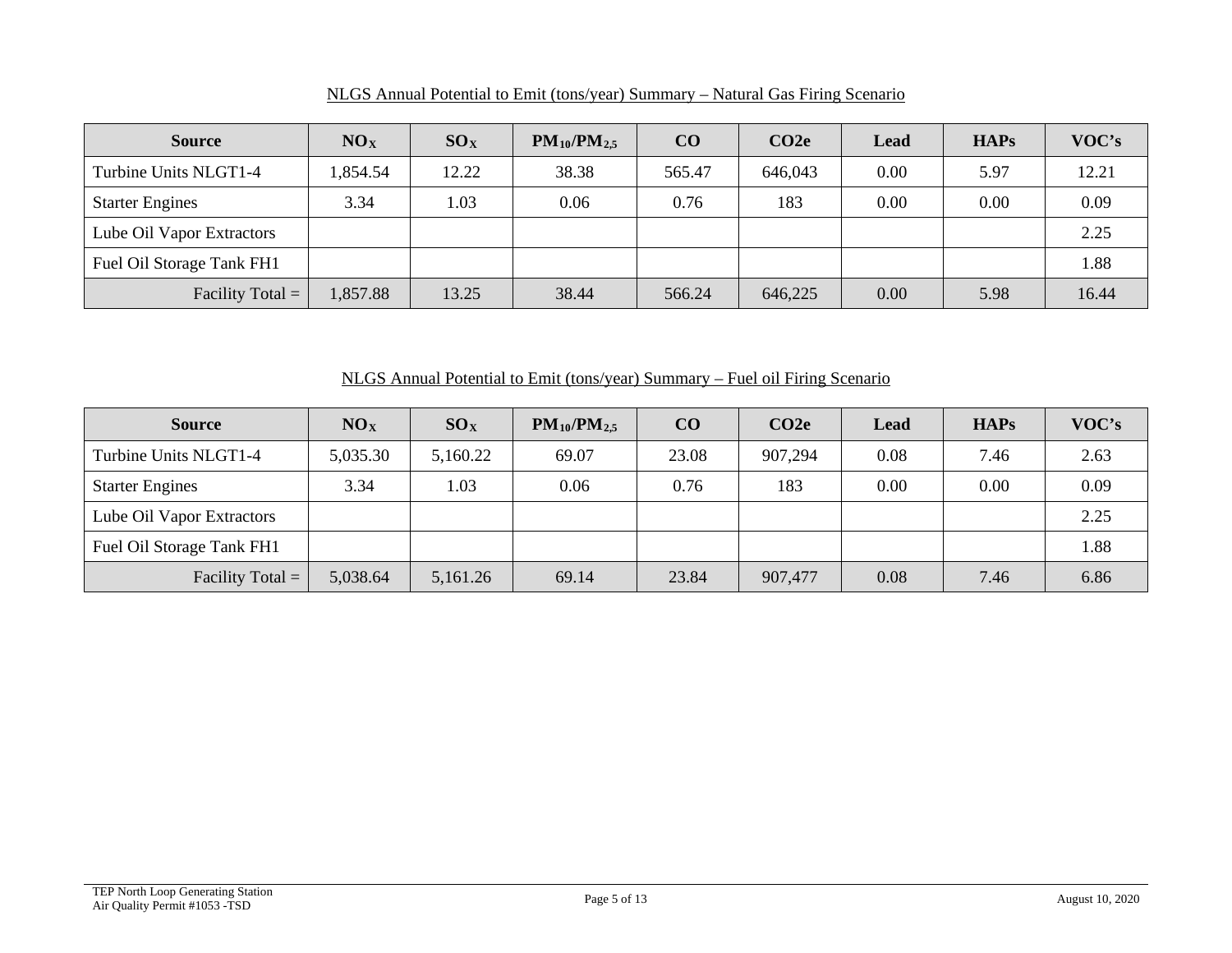NLGS Annual Potential to Emit (tons/year) Summary – Natural Gas Firing Scenario

| Source | $NO_X$ | $SO_X$ | $PM_{10}/PM_{2.5}$ | CO | CO2e | Lead | HAPs | VOC's |
|---|---|---|---|---|---|---|---|---|
| Turbine Units NLGT1-4 | 1,854.54 | 12.22 | 38.38 | 565.47 | 646,043 | 0.00 | 5.97 | 12.21 |
| Starter Engines | 3.34 | 1.03 | 0.06 | 0.76 | 183 | 0.00 | 0.00 | 0.09 |
| Lube Oil Vapor Extractors | | | | | | | | 2.25 |
| Fuel Oil Storage Tank FH1 | | | | | | | | 1.88 |
| Facility Total = | 1,857.88 | 13.25 | 38.44 | 566.24 | 646,225 | 0.00 | 5.98 | 16.44 |

NLGS Annual Potential to Emit (tons/year) Summary – Fuel oil Firing Scenario

| Source | $NO_X$ | $SO_X$ | $PM_{10}/PM_{2.5}$ | CO | CO2e | Lead | HAPs | VOC's |
|---|---|---|---|---|---|---|---|---|
| Turbine Units NLGT1-4 | 5,035.30 | 5,160.22 | 69.07 | 23.08 | 907,294 | 0.08 | 7.46 | 2.63 |
| Starter Engines | 3.34 | 1.03 | 0.06 | 0.76 | 183 | 0.00 | 0.00 | 0.09 |
| Lube Oil Vapor Extractors | | | | | | | | 2.25 |
| Fuel Oil Storage Tank FH1 | | | | | | | | 1.88 |
| Facility Total = | 5,038.64 | 5,161.26 | 69.14 | 23.84 | 907,477 | 0.08 | 7.46 | 6.86 |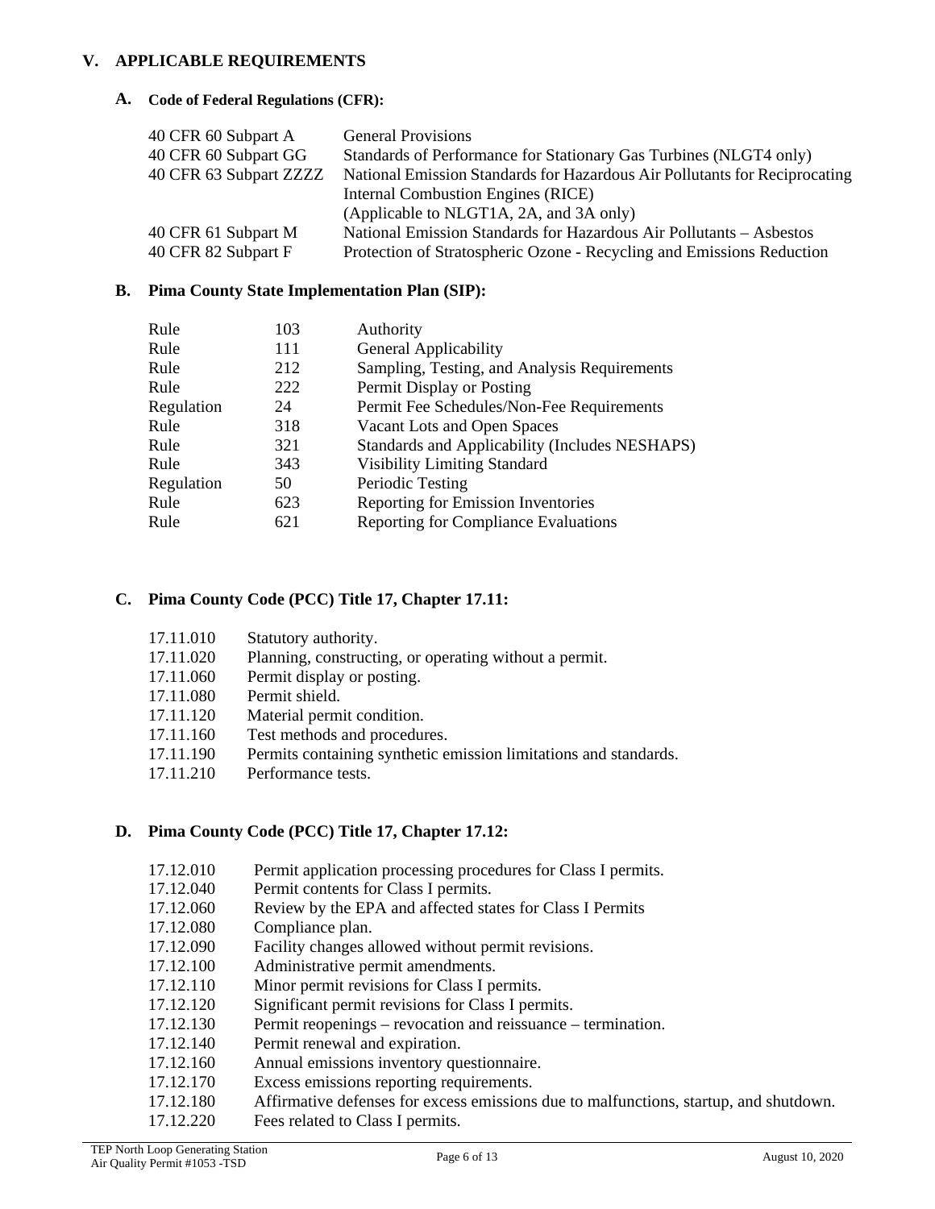## V. APPLICABLE REQUIREMENTS

### A. Code of Federal Regulations (CFR):

| | |
|---|---|
| 40 CFR 60 Subpart A | General Provisions |
| 40 CFR 60 Subpart GG | Standards of Performance for Stationary Gas Turbines (NLGT4 only) |
| 40 CFR 63 Subpart ZZZZ | National Emission Standards for Hazardous Air Pollutants for Reciprocating Internal Combustion Engines (RICE) (Applicable to NLGT1A, 2A, and 3A only) |
| 40 CFR 61 Subpart M | National Emission Standards for Hazardous Air Pollutants – Asbestos |
| 40 CFR 82 Subpart F | Protection of Stratospheric Ozone - Recycling and Emissions Reduction |

### B. Pima County State Implementation Plan (SIP):

| | | |
|---|---|---|
| Rule | 103 | Authority |
| Rule | 111 | General Applicability |
| Rule | 212 | Sampling, Testing, and Analysis Requirements |
| Rule | 222 | Permit Display or Posting |
| Regulation | 24 | Permit Fee Schedules/Non-Fee Requirements |
| Rule | 318 | Vacant Lots and Open Spaces |
| Rule | 321 | Standards and Applicability (Includes NESHAPS) |
| Rule | 343 | Visibility Limiting Standard |
| Regulation | 50 | Periodic Testing |
| Rule | 623 | Reporting for Emission Inventories |
| Rule | 621 | Reporting for Compliance Evaluations |

### C. Pima County Code (PCC) Title 17, Chapter 17.11:

| | |
|---|---|
| 17.11.010 | Statutory authority. |
| 17.11.020 | Planning, constructing, or operating without a permit. |
| 17.11.060 | Permit display or posting. |
| 17.11.080 | Permit shield. |
| 17.11.120 | Material permit condition. |
| 17.11.160 | Test methods and procedures. |
| 17.11.190 | Permits containing synthetic emission limitations and standards. |
| 17.11.210 | Performance tests. |

### D. Pima County Code (PCC) Title 17, Chapter 17.12:

| | |
|---|---|
| 17.12.010 | Permit application processing procedures for Class I permits. |
| 17.12.040 | Permit contents for Class I permits. |
| 17.12.060 | Review by the EPA and affected states for Class I Permits |
| 17.12.080 | Compliance plan. |
| 17.12.090 | Facility changes allowed without permit revisions. |
| 17.12.100 | Administrative permit amendments. |
| 17.12.110 | Minor permit revisions for Class I permits. |
| 17.12.120 | Significant permit revisions for Class I permits. |
| 17.12.130 | Permit reopenings – revocation and reissuance – termination. |
| 17.12.140 | Permit renewal and expiration. |
| 17.12.160 | Annual emissions inventory questionnaire. |
| 17.12.170 | Excess emissions reporting requirements. |
| 17.12.180 | Affirmative defenses for excess emissions due to malfunctions, startup, and shutdown. |
| 17.12.220 | Fees related to Class I permits. |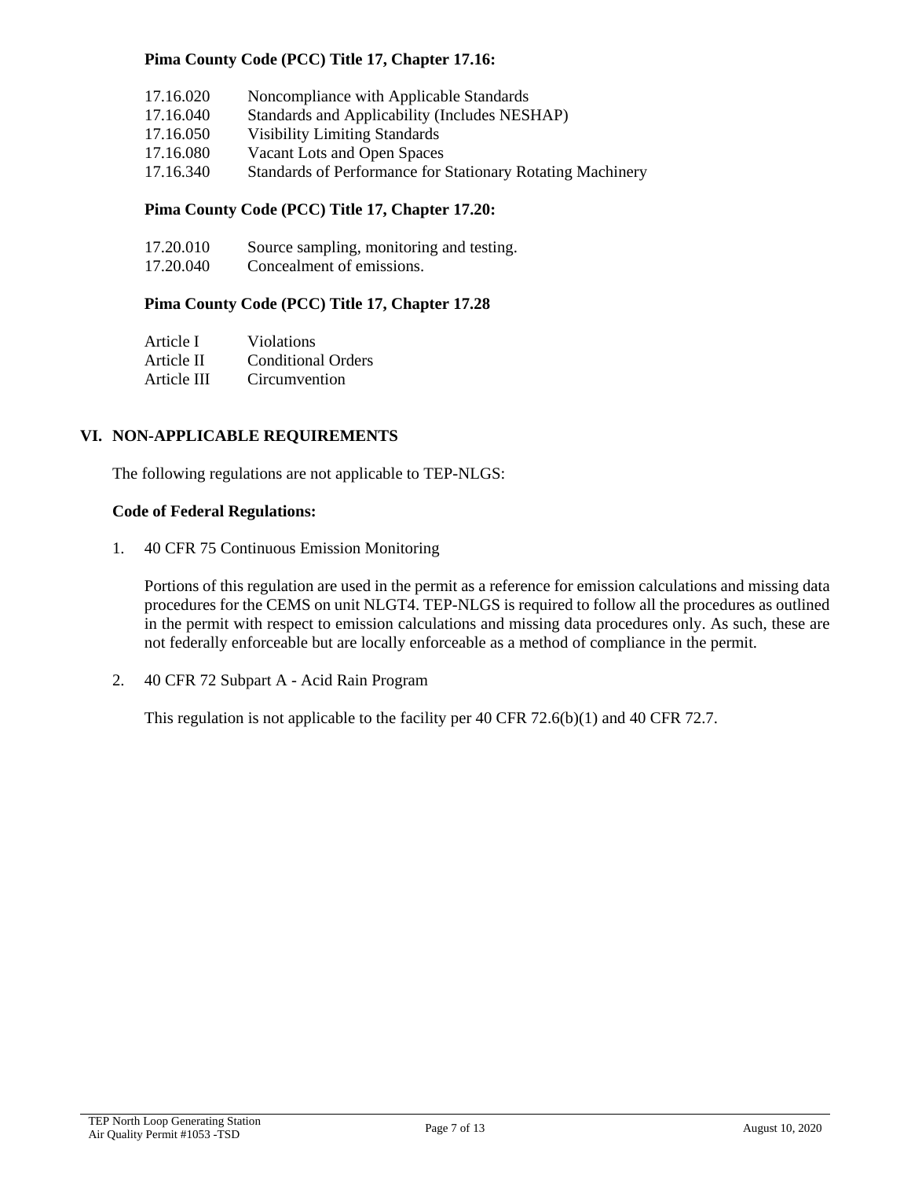**Pima County Code (PCC) Title 17, Chapter 17.16:**

| | |
|---|---|
| 17.16.020 | Noncompliance with Applicable Standards |
| 17.16.040 | Standards and Applicability (Includes NESHAP) |
| 17.16.050 | Visibility Limiting Standards |
| 17.16.080 | Vacant Lots and Open Spaces |
| 17.16.340 | Standards of Performance for Stationary Rotating Machinery |

**Pima County Code (PCC) Title 17, Chapter 17.20:**

| | |
|---|---|
| 17.20.010 | Source sampling, monitoring and testing. |
| 17.20.040 | Concealment of emissions. |

**Pima County Code (PCC) Title 17, Chapter 17.28**

| | |
|---|---|
| Article I | Violations |
| Article II | Conditional Orders |
| Article III | Circumvention |

## VI. NON-APPLICABLE REQUIREMENTS

The following regulations are not applicable to TEP-NLGS:

**Code of Federal Regulations:**

1. 40 CFR 75 Continuous Emission Monitoring

   Portions of this regulation are used in the permit as a reference for emission calculations and missing data procedures for the CEMS on unit NLGT4. TEP-NLGS is required to follow all the procedures as outlined in the permit with respect to emission calculations and missing data procedures only. As such, these are not federally enforceable but are locally enforceable as a method of compliance in the permit.

2. 40 CFR 72 Subpart A - Acid Rain Program

   This regulation is not applicable to the facility per 40 CFR 72.6(b)(1) and 40 CFR 72.7.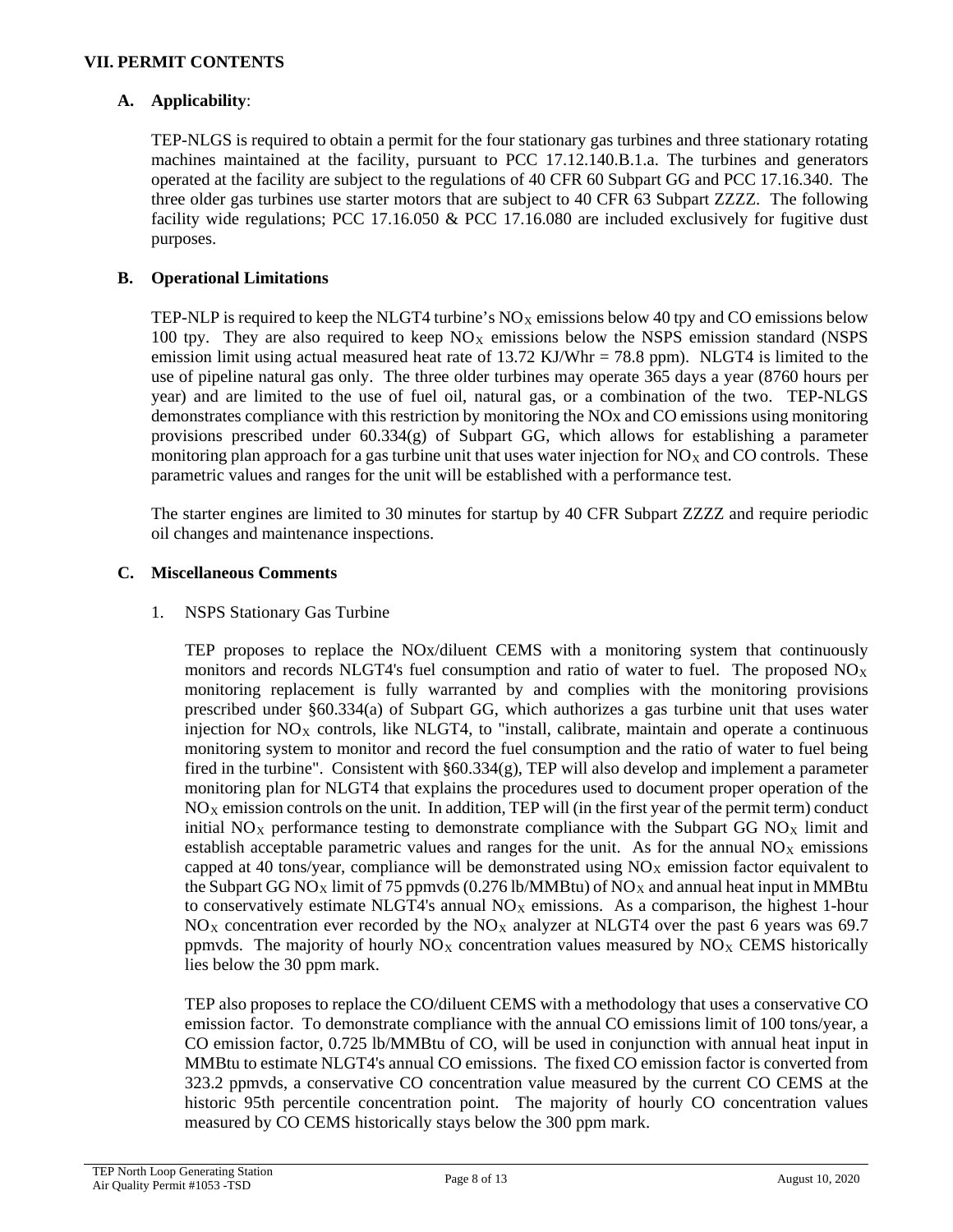## VII. PERMIT CONTENTS

### A. Applicability:

TEP-NLGS is required to obtain a permit for the four stationary gas turbines and three stationary rotating machines maintained at the facility, pursuant to PCC 17.12.140.B.1.a. The turbines and generators operated at the facility are subject to the regulations of 40 CFR 60 Subpart GG and PCC 17.16.340. The three older gas turbines use starter motors that are subject to 40 CFR 63 Subpart ZZZZ. The following facility wide regulations; PCC 17.16.050 & PCC 17.16.080 are included exclusively for fugitive dust purposes.

### B. Operational Limitations

TEP-NLP is required to keep the NLGT4 turbine's $NO_X$ emissions below 40 tpy and CO emissions below 100 tpy. They are also required to keep $NO_X$ emissions below the NSPS emission standard (NSPS emission limit using actual measured heat rate of 13.72 KJ/Whr = 78.8 ppm). NLGT4 is limited to the use of pipeline natural gas only. The three older turbines may operate 365 days a year (8760 hours per year) and are limited to the use of fuel oil, natural gas, or a combination of the two. TEP-NLGS demonstrates compliance with this restriction by monitoring the NOx and CO emissions using monitoring provisions prescribed under 60.334(g) of Subpart GG, which allows for establishing a parameter monitoring plan approach for a gas turbine unit that uses water injection for $NO_X$ and CO controls. These parametric values and ranges for the unit will be established with a performance test.

The starter engines are limited to 30 minutes for startup by 40 CFR Subpart ZZZZ and require periodic oil changes and maintenance inspections.

### C. Miscellaneous Comments

1. NSPS Stationary Gas Turbine

   TEP proposes to replace the NOx/diluent CEMS with a monitoring system that continuously monitors and records NLGT4's fuel consumption and ratio of water to fuel. The proposed $NO_X$ monitoring replacement is fully warranted by and complies with the monitoring provisions prescribed under §60.334(a) of Subpart GG, which authorizes a gas turbine unit that uses water injection for $NO_X$ controls, like NLGT4, to "install, calibrate, maintain and operate a continuous monitoring system to monitor and record the fuel consumption and the ratio of water to fuel being fired in the turbine". Consistent with §60.334(g), TEP will also develop and implement a parameter monitoring plan for NLGT4 that explains the procedures used to document proper operation of the $NO_X$ emission controls on the unit. In addition, TEP will (in the first year of the permit term) conduct initial $NO_X$ performance testing to demonstrate compliance with the Subpart GG $NO_X$ limit and establish acceptable parametric values and ranges for the unit. As for the annual $NO_X$ emissions capped at 40 tons/year, compliance will be demonstrated using $NO_X$ emission factor equivalent to the Subpart GG $NO_X$ limit of 75 ppmvds (0.276 lb/MMBtu) of $NO_X$ and annual heat input in MMBtu to conservatively estimate NLGT4's annual $NO_X$ emissions. As a comparison, the highest 1-hour $NO_X$ concentration ever recorded by the $NO_X$ analyzer at NLGT4 over the past 6 years was 69.7 ppmvds. The majority of hourly $NO_X$ concentration values measured by $NO_X$ CEMS historically lies below the 30 ppm mark.

   TEP also proposes to replace the CO/diluent CEMS with a methodology that uses a conservative CO emission factor. To demonstrate compliance with the annual CO emissions limit of 100 tons/year, a CO emission factor, 0.725 lb/MMBtu of CO, will be used in conjunction with annual heat input in MMBtu to estimate NLGT4's annual CO emissions. The fixed CO emission factor is converted from 323.2 ppmvds, a conservative CO concentration value measured by the current CO CEMS at the historic 95th percentile concentration point. The majority of hourly CO concentration values measured by CO CEMS historically stays below the 300 ppm mark.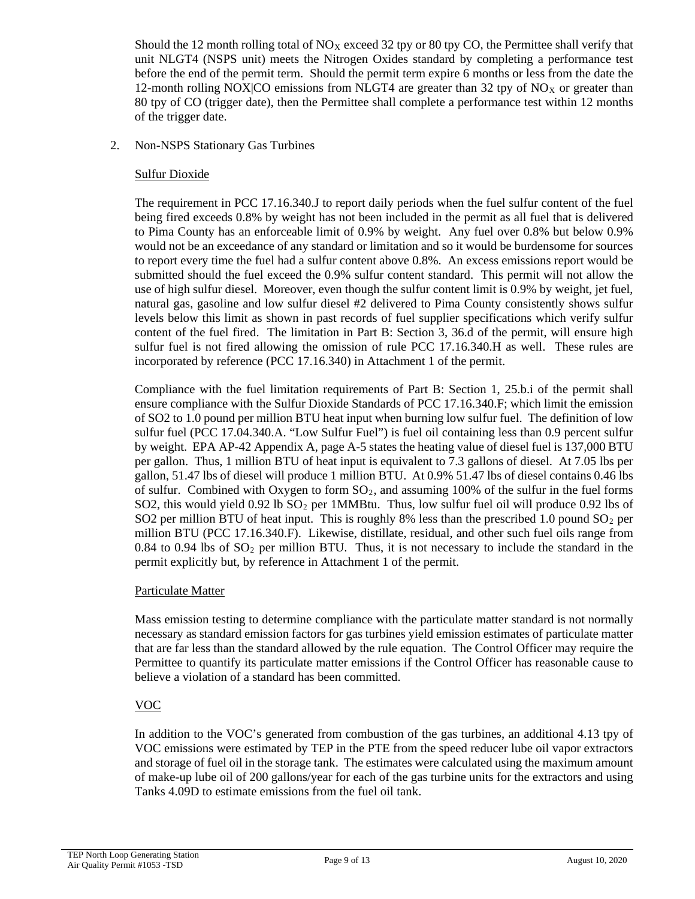Should the 12 month rolling total of $NO_X$ exceed 32 tpy or 80 tpy CO, the Permittee shall verify that unit NLGT4 (NSPS unit) meets the Nitrogen Oxides standard by completing a performance test before the end of the permit term. Should the permit term expire 6 months or less from the date the 12-month rolling NOX|CO emissions from NLGT4 are greater than 32 tpy of $NO_X$ or greater than 80 tpy of CO (trigger date), then the Permittee shall complete a performance test within 12 months of the trigger date.

2. Non-NSPS Stationary Gas Turbines

Sulfur Dioxide

The requirement in PCC 17.16.340.J to report daily periods when the fuel sulfur content of the fuel being fired exceeds 0.8% by weight has not been included in the permit as all fuel that is delivered to Pima County has an enforceable limit of 0.9% by weight. Any fuel over 0.8% but below 0.9% would not be an exceedance of any standard or limitation and so it would be burdensome for sources to report every time the fuel had a sulfur content above 0.8%. An excess emissions report would be submitted should the fuel exceed the 0.9% sulfur content standard. This permit will not allow the use of high sulfur diesel. Moreover, even though the sulfur content limit is 0.9% by weight, jet fuel, natural gas, gasoline and low sulfur diesel #2 delivered to Pima County consistently shows sulfur levels below this limit as shown in past records of fuel supplier specifications which verify sulfur content of the fuel fired. The limitation in Part B: Section 3, 36.d of the permit, will ensure high sulfur fuel is not fired allowing the omission of rule PCC 17.16.340.H as well. These rules are incorporated by reference (PCC 17.16.340) in Attachment 1 of the permit.

Compliance with the fuel limitation requirements of Part B: Section 1, 25.b.i of the permit shall ensure compliance with the Sulfur Dioxide Standards of PCC 17.16.340.F; which limit the emission of SO2 to 1.0 pound per million BTU heat input when burning low sulfur fuel. The definition of low sulfur fuel (PCC 17.04.340.A. "Low Sulfur Fuel") is fuel oil containing less than 0.9 percent sulfur by weight. EPA AP-42 Appendix A, page A-5 states the heating value of diesel fuel is 137,000 BTU per gallon. Thus, 1 million BTU of heat input is equivalent to 7.3 gallons of diesel. At 7.05 lbs per gallon, 51.47 lbs of diesel will produce 1 million BTU. At 0.9% 51.47 lbs of diesel contains 0.46 lbs of sulfur. Combined with Oxygen to form $SO_2$, and assuming 100% of the sulfur in the fuel forms SO2, this would yield 0.92 lb $SO_2$ per 1MMBtu. Thus, low sulfur fuel oil will produce 0.92 lbs of SO2 per million BTU of heat input. This is roughly 8% less than the prescribed 1.0 pound $SO_2$ per million BTU (PCC 17.16.340.F). Likewise, distillate, residual, and other such fuel oils range from 0.84 to 0.94 lbs of $SO_2$ per million BTU. Thus, it is not necessary to include the standard in the permit explicitly but, by reference in Attachment 1 of the permit.

Particulate Matter

Mass emission testing to determine compliance with the particulate matter standard is not normally necessary as standard emission factors for gas turbines yield emission estimates of particulate matter that are far less than the standard allowed by the rule equation. The Control Officer may require the Permittee to quantify its particulate matter emissions if the Control Officer has reasonable cause to believe a violation of a standard has been committed.

VOC

In addition to the VOC's generated from combustion of the gas turbines, an additional 4.13 tpy of VOC emissions were estimated by TEP in the PTE from the speed reducer lube oil vapor extractors and storage of fuel oil in the storage tank. The estimates were calculated using the maximum amount of make-up lube oil of 200 gallons/year for each of the gas turbine units for the extractors and using Tanks 4.09D to estimate emissions from the fuel oil tank.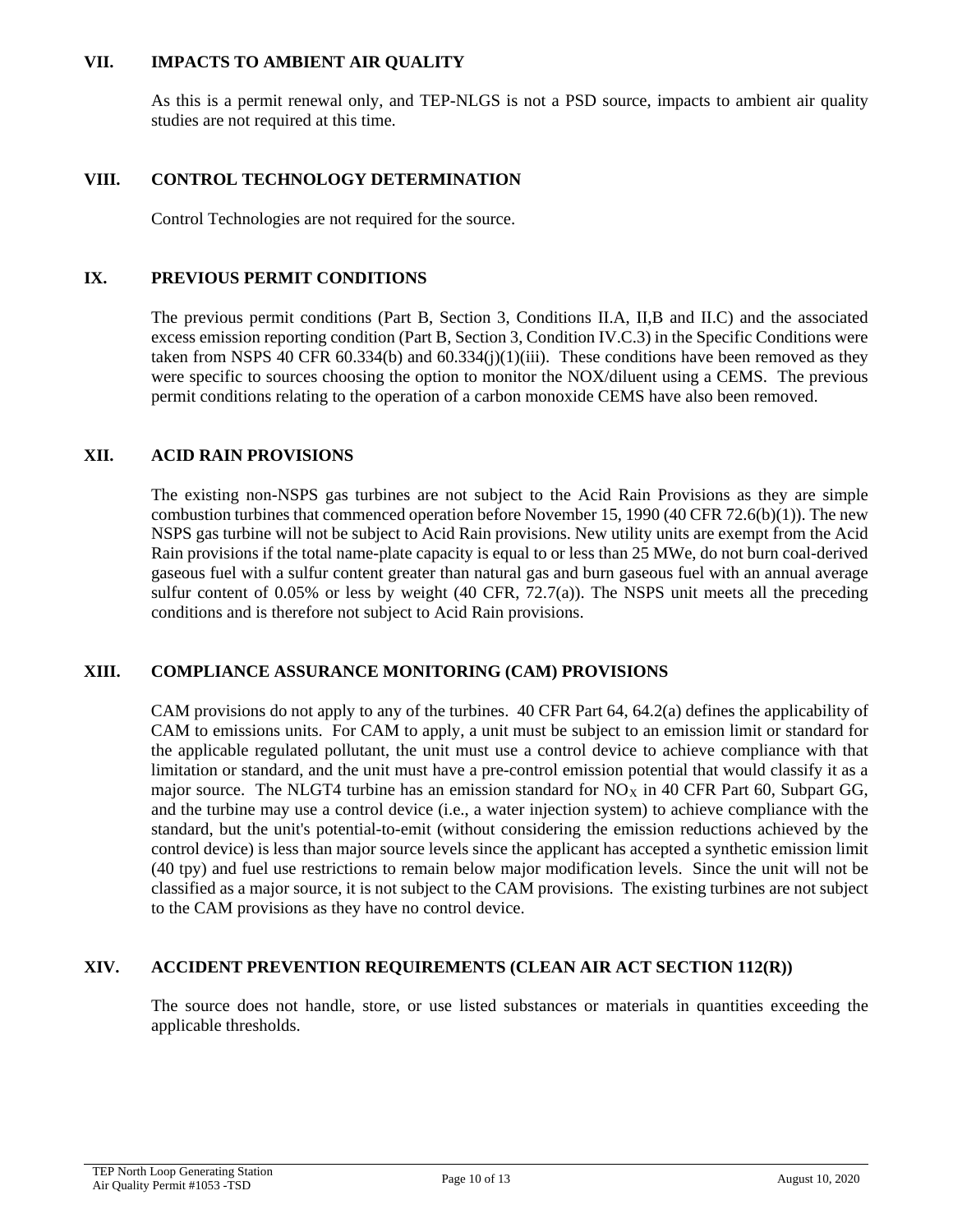## VII. IMPACTS TO AMBIENT AIR QUALITY

As this is a permit renewal only, and TEP-NLGS is not a PSD source, impacts to ambient air quality studies are not required at this time.

## VIII. CONTROL TECHNOLOGY DETERMINATION

Control Technologies are not required for the source.

## IX. PREVIOUS PERMIT CONDITIONS

The previous permit conditions (Part B, Section 3, Conditions II.A, II,B and II.C) and the associated excess emission reporting condition (Part B, Section 3, Condition IV.C.3) in the Specific Conditions were taken from NSPS 40 CFR 60.334(b) and 60.334(j)(1)(iii). These conditions have been removed as they were specific to sources choosing the option to monitor the NOX/diluent using a CEMS. The previous permit conditions relating to the operation of a carbon monoxide CEMS have also been removed.

## XII. ACID RAIN PROVISIONS

The existing non-NSPS gas turbines are not subject to the Acid Rain Provisions as they are simple combustion turbines that commenced operation before November 15, 1990 (40 CFR 72.6(b)(1)). The new NSPS gas turbine will not be subject to Acid Rain provisions. New utility units are exempt from the Acid Rain provisions if the total name-plate capacity is equal to or less than 25 MWe, do not burn coal-derived gaseous fuel with a sulfur content greater than natural gas and burn gaseous fuel with an annual average sulfur content of 0.05% or less by weight (40 CFR, 72.7(a)). The NSPS unit meets all the preceding conditions and is therefore not subject to Acid Rain provisions.

## XIII. COMPLIANCE ASSURANCE MONITORING (CAM) PROVISIONS

CAM provisions do not apply to any of the turbines. 40 CFR Part 64, 64.2(a) defines the applicability of CAM to emissions units. For CAM to apply, a unit must be subject to an emission limit or standard for the applicable regulated pollutant, the unit must use a control device to achieve compliance with that limitation or standard, and the unit must have a pre-control emission potential that would classify it as a major source. The NLGT4 turbine has an emission standard for $NO_X$ in 40 CFR Part 60, Subpart GG, and the turbine may use a control device (i.e., a water injection system) to achieve compliance with the standard, but the unit's potential-to-emit (without considering the emission reductions achieved by the control device) is less than major source levels since the applicant has accepted a synthetic emission limit (40 tpy) and fuel use restrictions to remain below major modification levels. Since the unit will not be classified as a major source, it is not subject to the CAM provisions. The existing turbines are not subject to the CAM provisions as they have no control device.

## XIV. ACCIDENT PREVENTION REQUIREMENTS (CLEAN AIR ACT SECTION 112(R))

The source does not handle, store, or use listed substances or materials in quantities exceeding the applicable thresholds.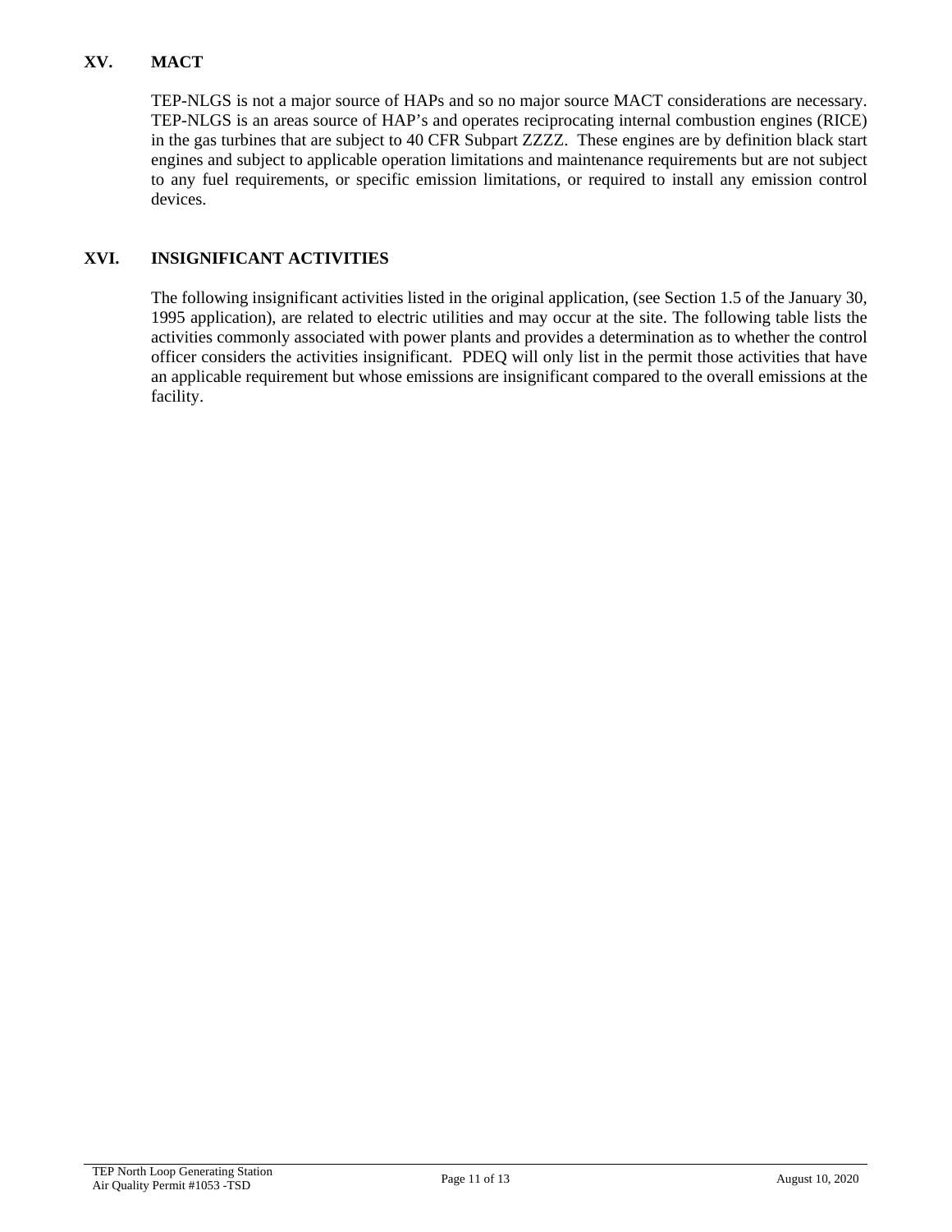## XV. MACT

TEP-NLGS is not a major source of HAPs and so no major source MACT considerations are necessary. TEP-NLGS is an areas source of HAP's and operates reciprocating internal combustion engines (RICE) in the gas turbines that are subject to 40 CFR Subpart ZZZZ. These engines are by definition black start engines and subject to applicable operation limitations and maintenance requirements but are not subject to any fuel requirements, or specific emission limitations, or required to install any emission control devices.

## XVI. INSIGNIFICANT ACTIVITIES

The following insignificant activities listed in the original application, (see Section 1.5 of the January 30, 1995 application), are related to electric utilities and may occur at the site. The following table lists the activities commonly associated with power plants and provides a determination as to whether the control officer considers the activities insignificant. PDEQ will only list in the permit those activities that have an applicable requirement but whose emissions are insignificant compared to the overall emissions at the facility.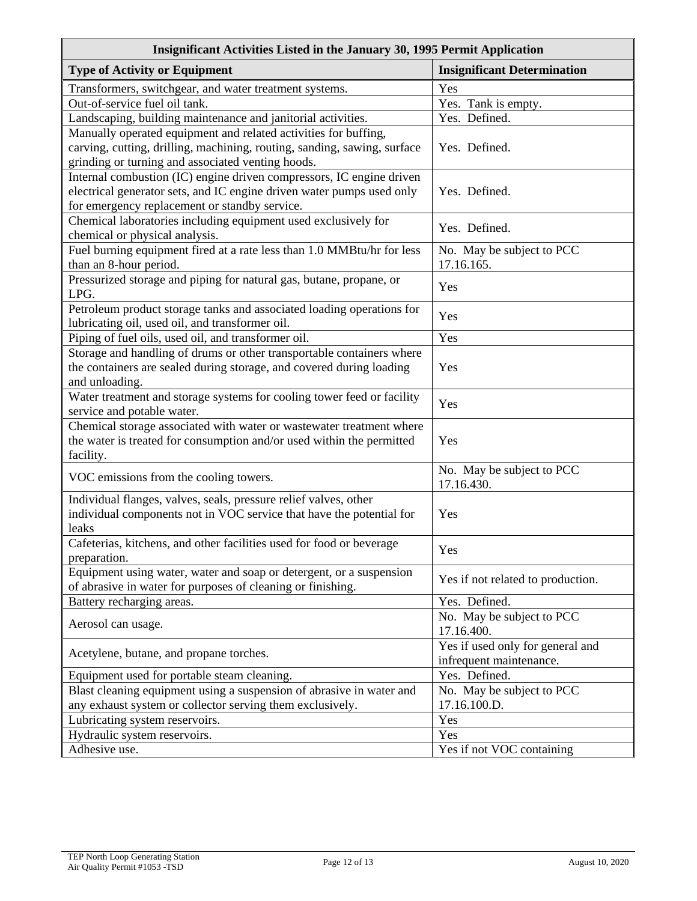| Insignificant Activities Listed in the January 30, 1995 Permit Application | |
|---|---|
| **Type of Activity or Equipment** | **Insignificant Determination** |
| Transformers, switchgear, and water treatment systems. | Yes |
| Out-of-service fuel oil tank. | Yes. Tank is empty. |
| Landscaping, building maintenance and janitorial activities. | Yes. Defined. |
| Manually operated equipment and related activities for buffing, carving, cutting, drilling, machining, routing, sanding, sawing, surface grinding or turning and associated venting hoods. | Yes. Defined. |
| Internal combustion (IC) engine driven compressors, IC engine driven electrical generator sets, and IC engine driven water pumps used only for emergency replacement or standby service. | Yes. Defined. |
| Chemical laboratories including equipment used exclusively for chemical or physical analysis. | Yes. Defined. |
| Fuel burning equipment fired at a rate less than 1.0 MMBtu/hr for less than an 8-hour period. | No. May be subject to PCC 17.16.165. |
| Pressurized storage and piping for natural gas, butane, propane, or LPG. | Yes |
| Petroleum product storage tanks and associated loading operations for lubricating oil, used oil, and transformer oil. | Yes |
| Piping of fuel oils, used oil, and transformer oil. | Yes |
| Storage and handling of drums or other transportable containers where the containers are sealed during storage, and covered during loading and unloading. | Yes |
| Water treatment and storage systems for cooling tower feed or facility service and potable water. | Yes |
| Chemical storage associated with water or wastewater treatment where the water is treated for consumption and/or used within the permitted facility. | Yes |
| VOC emissions from the cooling towers. | No. May be subject to PCC 17.16.430. |
| Individual flanges, valves, seals, pressure relief valves, other individual components not in VOC service that have the potential for leaks | Yes |
| Cafeterias, kitchens, and other facilities used for food or beverage preparation. | Yes |
| Equipment using water, water and soap or detergent, or a suspension of abrasive in water for purposes of cleaning or finishing. | Yes if not related to production. |
| Battery recharging areas. | Yes. Defined. |
| Aerosol can usage. | No. May be subject to PCC 17.16.400. |
| Acetylene, butane, and propane torches. | Yes if used only for general and infrequent maintenance. |
| Equipment used for portable steam cleaning. | Yes. Defined. |
| Blast cleaning equipment using a suspension of abrasive in water and any exhaust system or collector serving them exclusively. | No. May be subject to PCC 17.16.100.D. |
| Lubricating system reservoirs. | Yes |
| Hydraulic system reservoirs. | Yes |
| Adhesive use. | Yes if not VOC containing |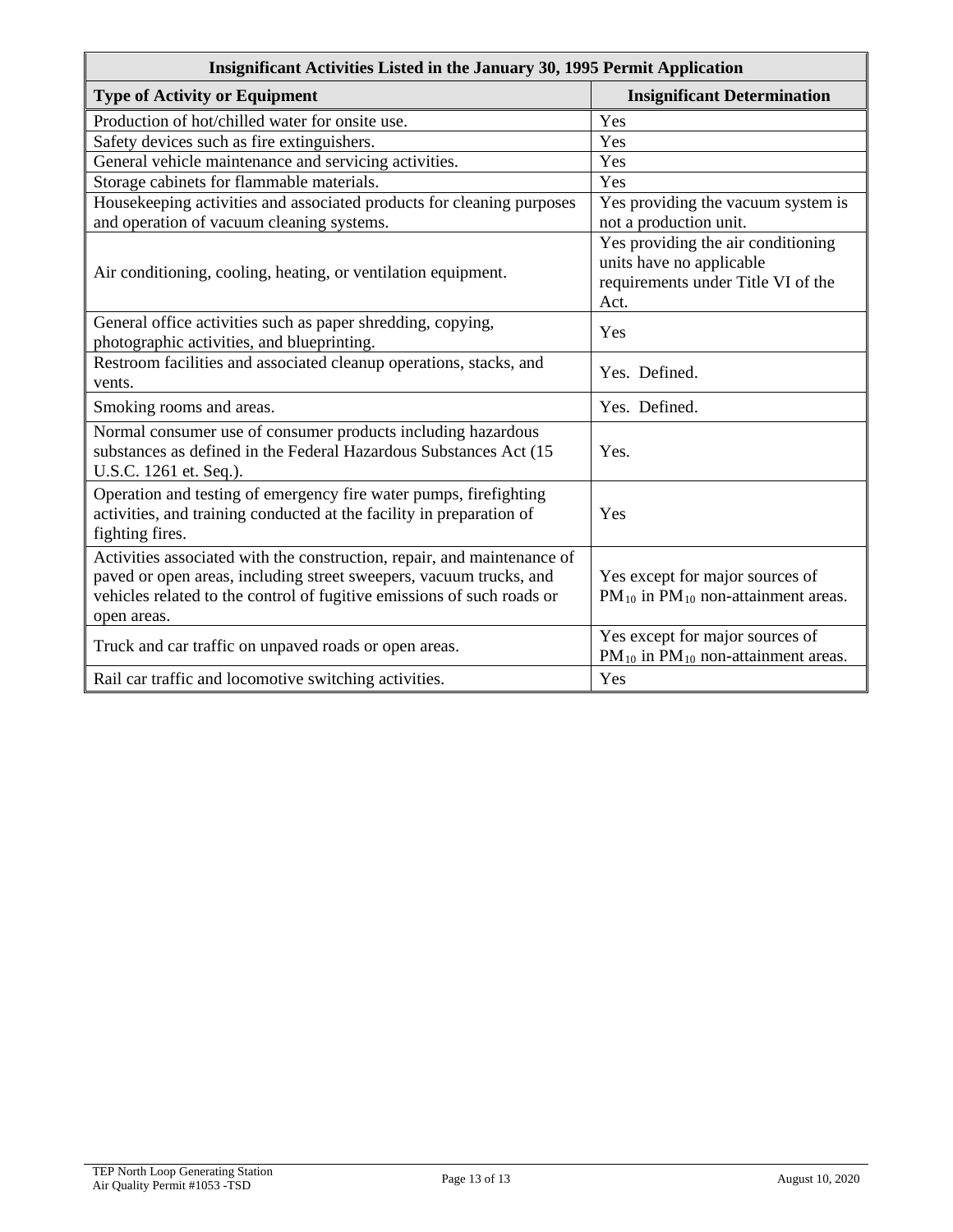| Insignificant Activities Listed in the January 30, 1995 Permit Application | |
|---|---|
| **Type of Activity or Equipment** | **Insignificant Determination** |
| Production of hot/chilled water for onsite use. | Yes |
| Safety devices such as fire extinguishers. | Yes |
| General vehicle maintenance and servicing activities. | Yes |
| Storage cabinets for flammable materials. | Yes |
| Housekeeping activities and associated products for cleaning purposes and operation of vacuum cleaning systems. | Yes providing the vacuum system is not a production unit. |
| Air conditioning, cooling, heating, or ventilation equipment. | Yes providing the air conditioning units have no applicable requirements under Title VI of the Act. |
| General office activities such as paper shredding, copying, photographic activities, and blueprinting. | Yes |
| Restroom facilities and associated cleanup operations, stacks, and vents. | Yes. Defined. |
| Smoking rooms and areas. | Yes. Defined. |
| Normal consumer use of consumer products including hazardous substances as defined in the Federal Hazardous Substances Act (15 U.S.C. 1261 et. Seq.). | Yes. |
| Operation and testing of emergency fire water pumps, firefighting activities, and training conducted at the facility in preparation of fighting fires. | Yes |
| Activities associated with the construction, repair, and maintenance of paved or open areas, including street sweepers, vacuum trucks, and vehicles related to the control of fugitive emissions of such roads or open areas. | Yes except for major sources of $PM_{10}$ in $PM_{10}$ non-attainment areas. |
| Truck and car traffic on unpaved roads or open areas. | Yes except for major sources of $PM_{10}$ in $PM_{10}$ non-attainment areas. |
| Rail car traffic and locomotive switching activities. | Yes |